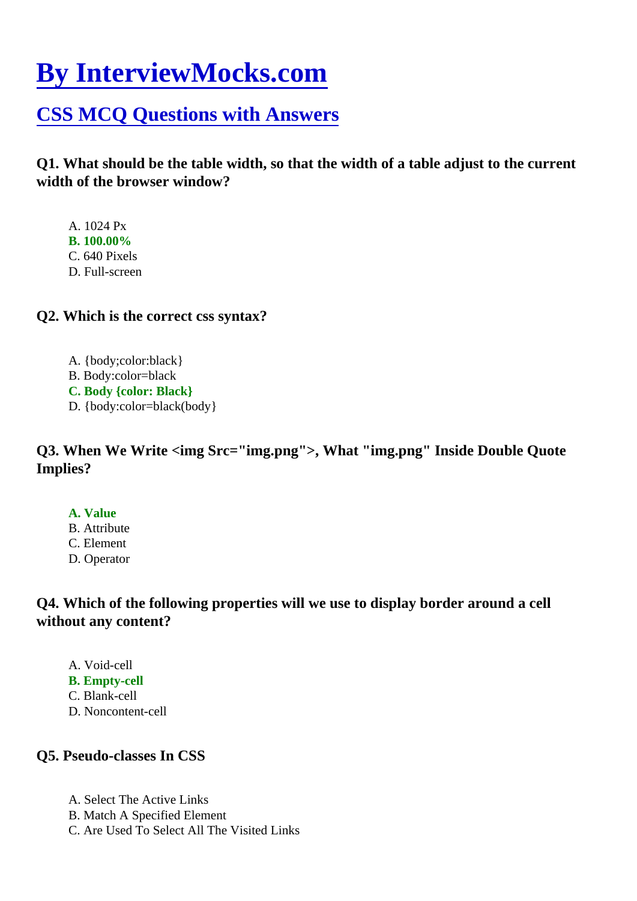# [By InterviewMocks.com](#)

## [CSS MCQ Questions with Answers](#)

### Q1. What should be the table width, so that the width of a table adjust to the current width of the browser window?

A. 1024 Px
**B. 100.00%**
C. 640 Pixels
D. Full-screen

### Q2. Which is the correct css syntax?

A. {body;color:black}
B. Body:color=black
**C. Body {color: Black}**
D. {body:color=black(body}

### Q3. When We Write <img Src="img.png">, What "img.png" Inside Double Quote Implies?

**A. Value**
B. Attribute
C. Element
D. Operator

### Q4. Which of the following properties will we use to display border around a cell without any content?

A. Void-cell
**B. Empty-cell**
C. Blank-cell
D. Noncontent-cell

### Q5. Pseudo-classes In CSS

A. Select The Active Links
B. Match A Specified Element
C. Are Used To Select All The Visited Links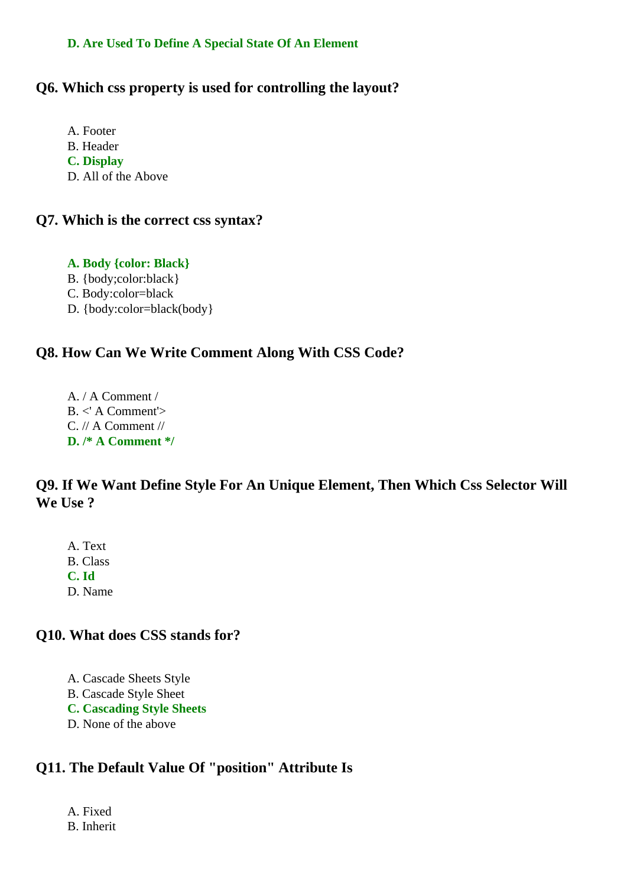**D. Are Used To Define A Special State Of An Element**

### Q6. Which css property is used for controlling the layout?

A. Footer  
B. Header  
**C. Display**  
D. All of the Above

### Q7. Which is the correct css syntax?

**A. Body {color: Black}**  
B. {body;color:black}  
C. Body:color=black  
D. {body:color=black(body}

### Q8. How Can We Write Comment Along With CSS Code?

A. / A Comment /  
B. <' A Comment'>  
C. // A Comment //  
**D. /* A Comment */**

### Q9. If We Want Define Style For An Unique Element, Then Which Css Selector Will We Use ?

A. Text  
B. Class  
**C. Id**  
D. Name

### Q10. What does CSS stands for?

A. Cascade Sheets Style  
B. Cascade Style Sheet  
**C. Cascading Style Sheets**  
D. None of the above

### Q11. The Default Value Of "position" Attribute Is

A. Fixed  
B. Inherit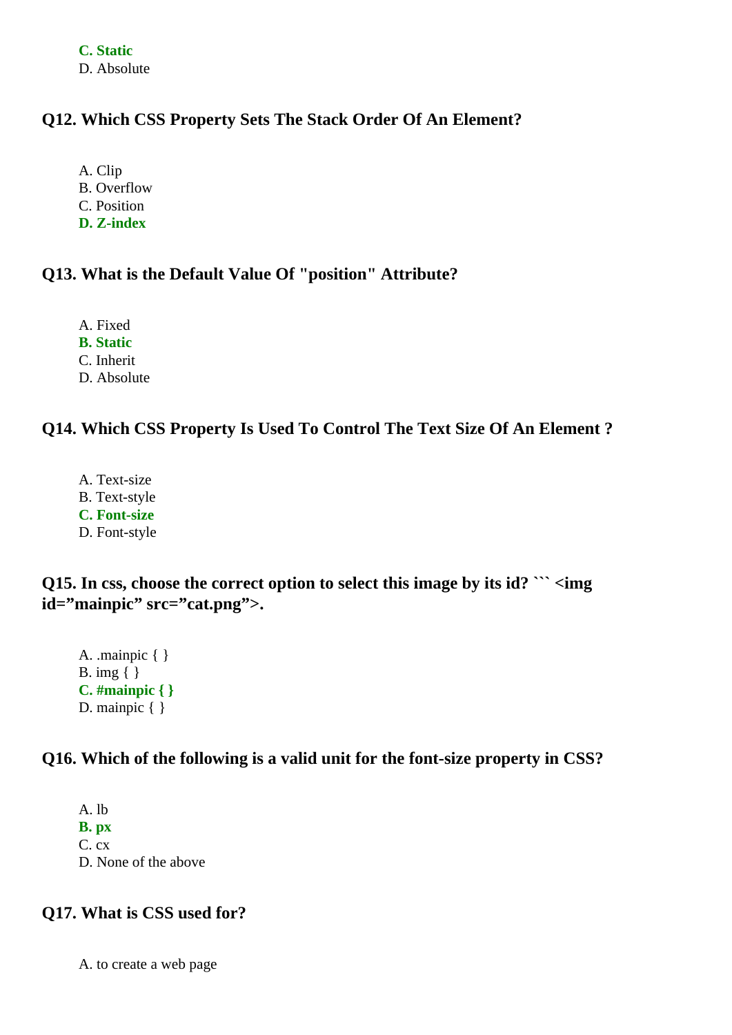**C. Static**
D. Absolute

### Q12. Which CSS Property Sets The Stack Order Of An Element?

A. Clip
B. Overflow
C. Position
**D. Z-index**

### Q13. What is the Default Value Of "position" Attribute?

A. Fixed
**B. Static**
C. Inherit
D. Absolute

### Q14. Which CSS Property Is Used To Control The Text Size Of An Element ?

A. Text-size
B. Text-style
**C. Font-size**
D. Font-style

### Q15. In css, choose the correct option to select this image by its id? ``` <img id=”mainpic” src=”cat.png”>.

A. .mainpic { }
B. img { }
**C. #mainpic { }**
D. mainpic { }

### Q16. Which of the following is a valid unit for the font-size property in CSS?

A. lb
**B. px**
C. cx
D. None of the above

### Q17. What is CSS used for?

A. to create a web page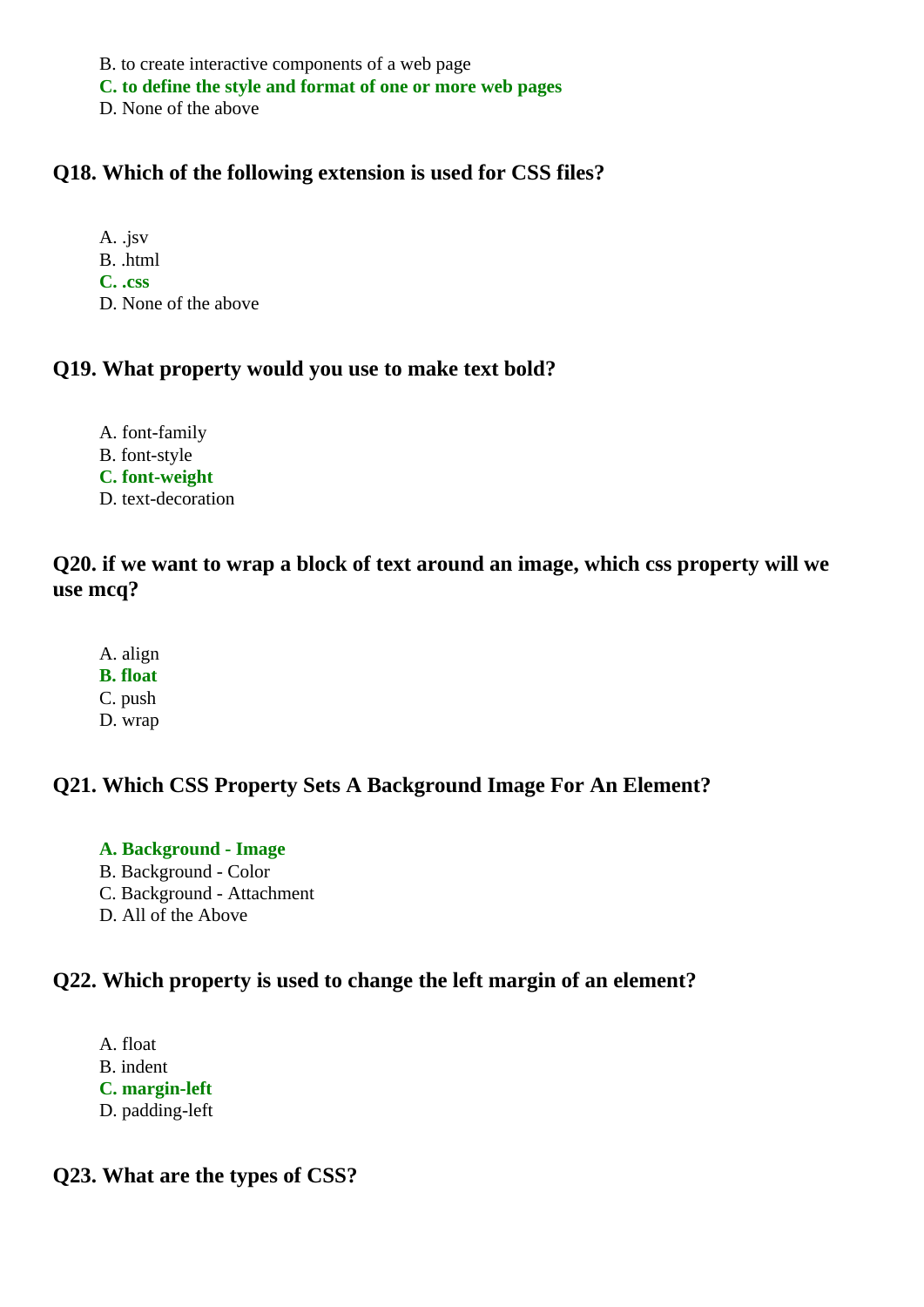B. to create interactive components of a web page
**C. to define the style and format of one or more web pages**
D. None of the above

### Q18. Which of the following extension is used for CSS files?

A. .jsv
B. .html
**C. .css**
D. None of the above

### Q19. What property would you use to make text bold?

A. font-family
B. font-style
**C. font-weight**
D. text-decoration

### Q20. if we want to wrap a block of text around an image, which css property will we use mcq?

A. align
**B. float**
C. push
D. wrap

### Q21. Which CSS Property Sets A Background Image For An Element?

**A. Background - Image**
B. Background - Color
C. Background - Attachment
D. All of the Above

### Q22. Which property is used to change the left margin of an element?

A. float
B. indent
**C. margin-left**
D. padding-left

### Q23. What are the types of CSS?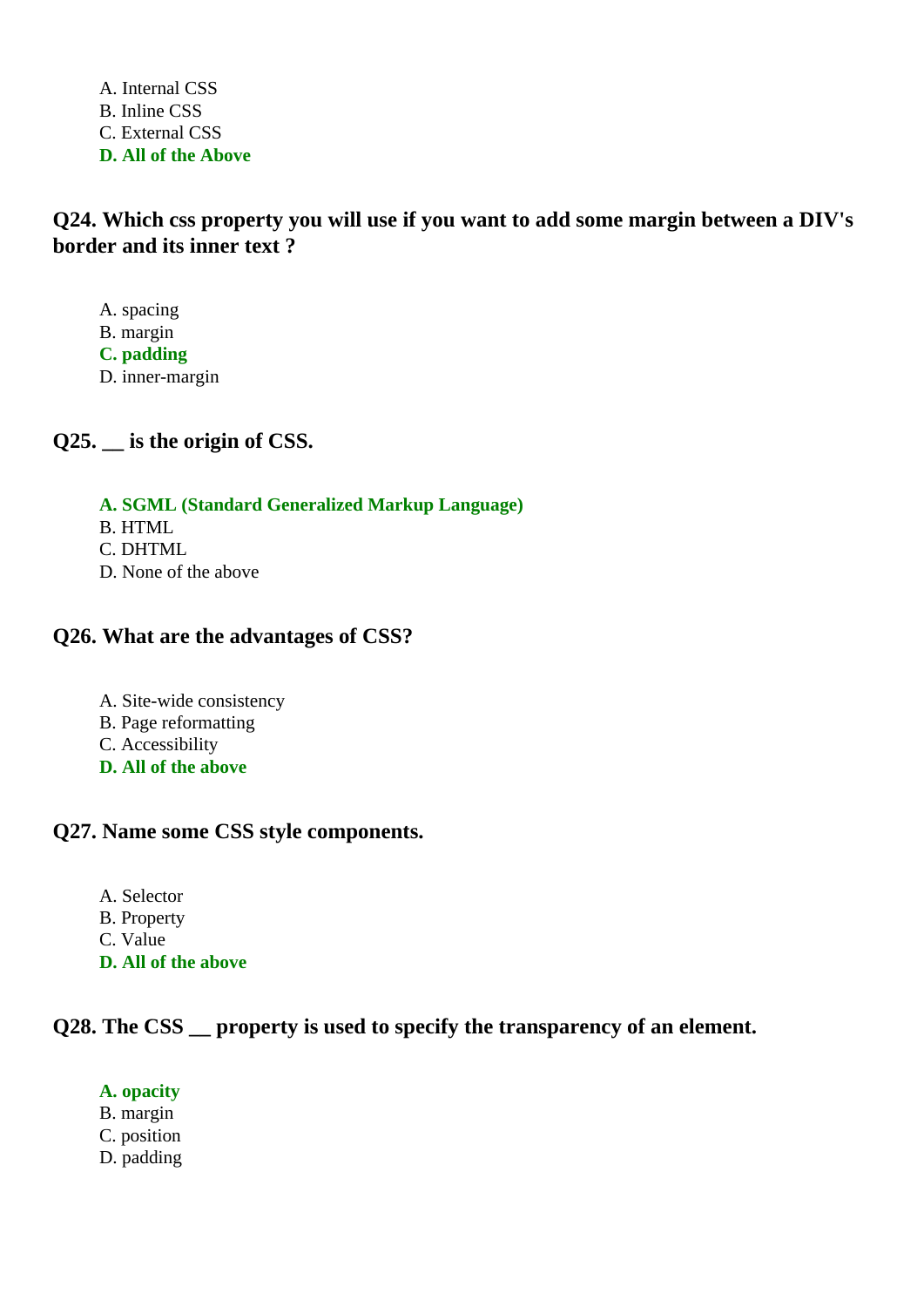A. Internal CSS
B. Inline CSS
C. External CSS
**D. All of the Above**

**Q24. Which css property you will use if you want to add some margin between a DIV's border and its inner text ?**

A. spacing
B. margin
**C. padding**
D. inner-margin

**Q25. __ is the origin of CSS.**

**A. SGML (Standard Generalized Markup Language)**
B. HTML
C. DHTML
D. None of the above

**Q26. What are the advantages of CSS?**

A. Site-wide consistency
B. Page reformatting
C. Accessibility
**D. All of the above**

**Q27. Name some CSS style components.**

A. Selector
B. Property
C. Value
**D. All of the above**

**Q28. The CSS __ property is used to specify the transparency of an element.**

**A. opacity**
B. margin
C. position
D. padding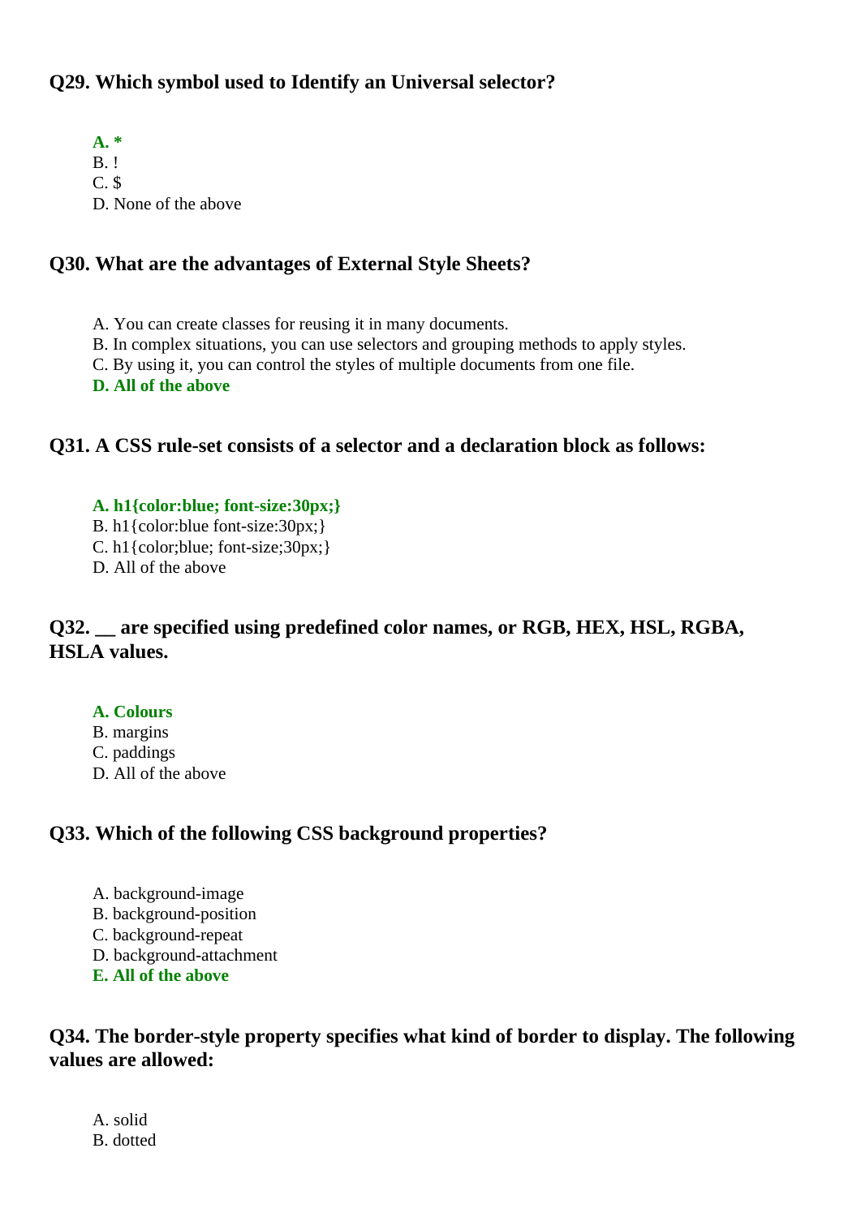### Q29. Which symbol used to Identify an Universal selector?

**A. ***
B. !
C. $
D. None of the above

### Q30. What are the advantages of External Style Sheets?

A. You can create classes for reusing it in many documents.
B. In complex situations, you can use selectors and grouping methods to apply styles.
C. By using it, you can control the styles of multiple documents from one file.
**D. All of the above**

### Q31. A CSS rule-set consists of a selector and a declaration block as follows:

**A. h1{color:blue; font-size:30px;}**
B. h1{color:blue font-size:30px;}
C. h1{color;blue; font-size;30px;}
D. All of the above

### Q32. __ are specified using predefined color names, or RGB, HEX, HSL, RGBA, HSLA values.

**A. Colours**
B. margins
C. paddings
D. All of the above

### Q33. Which of the following CSS background properties?

A. background-image
B. background-position
C. background-repeat
D. background-attachment
**E. All of the above**

### Q34. The border-style property specifies what kind of border to display. The following values are allowed:

A. solid
B. dotted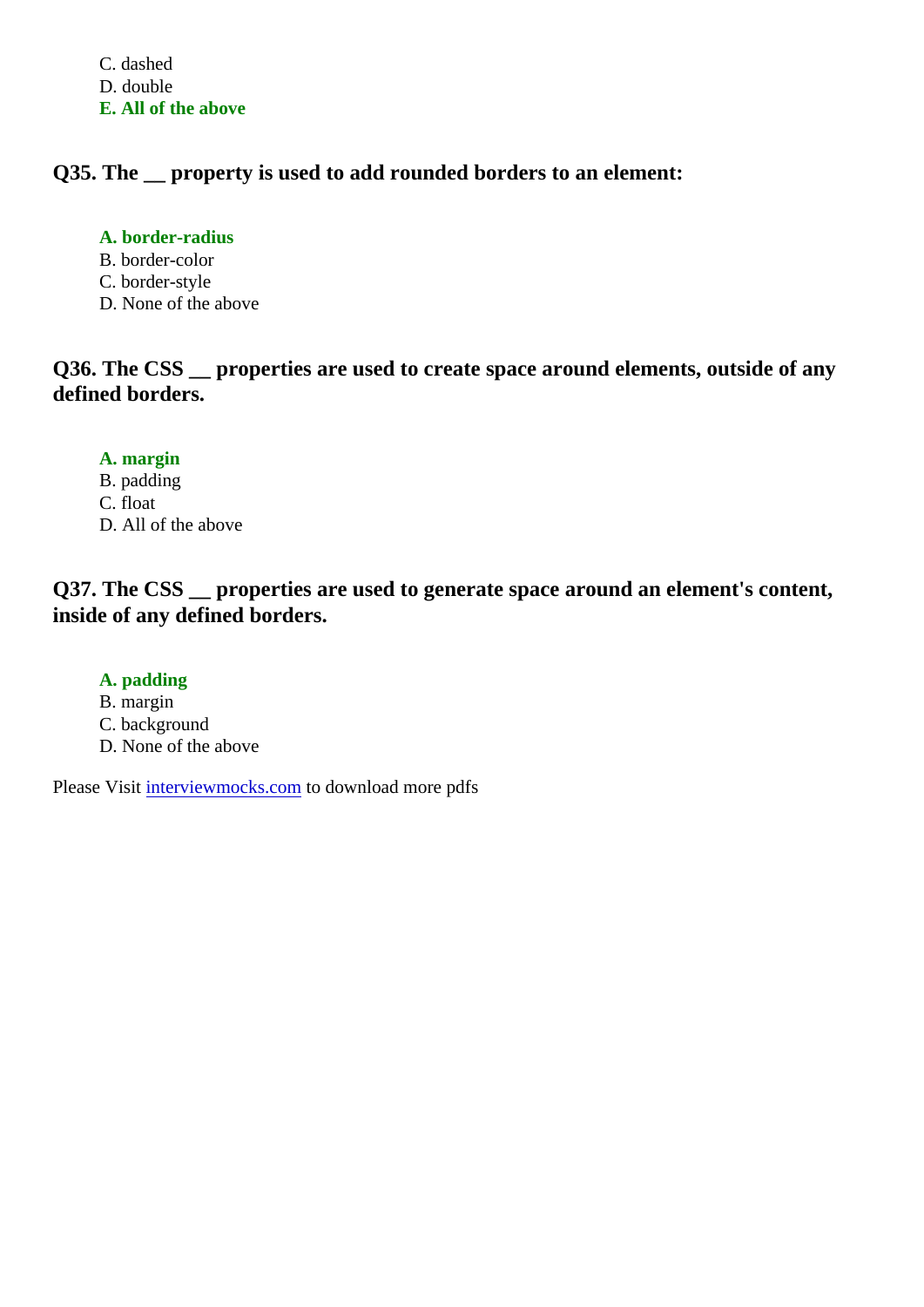C. dashed
D. double
**E. All of the above**

### Q35. The __ property is used to add rounded borders to an element:

**A. border-radius**
B. border-color
C. border-style
D. None of the above

### Q36. The CSS __ properties are used to create space around elements, outside of any defined borders.

**A. margin**
B. padding
C. float
D. All of the above

### Q37. The CSS __ properties are used to generate space around an element's content, inside of any defined borders.

**A. padding**
B. margin
C. background
D. None of the above

Please Visit [interviewmocks.com](interviewmocks.com) to download more pdfs